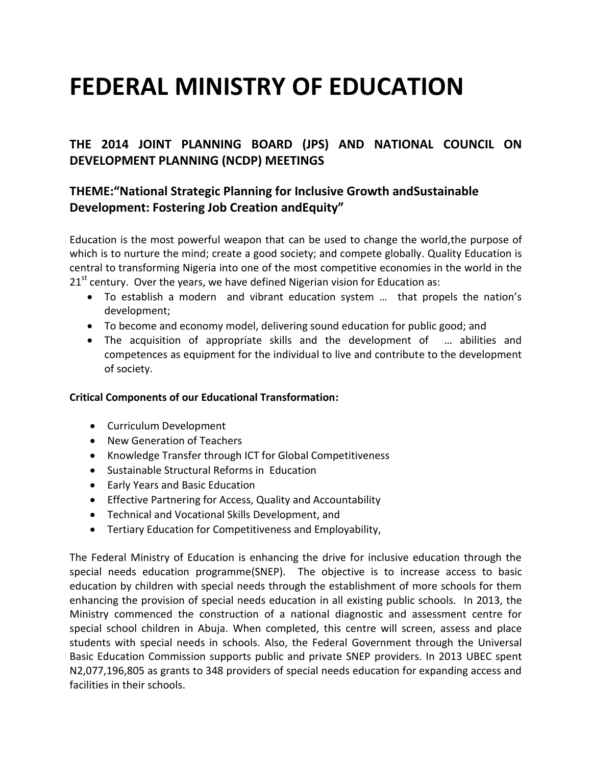# FEDERAL MINISTRY OF EDUCATION

## THE 2014 JOINT PLANNING BOARD (JPS) AND NATIONAL COUNCIL ON DEVELOPMENT PLANNING (NCDP) MEETINGS

### THEME:"National Strategic Planning for Inclusive Growth andSustainable Development: Fostering Job Creation andEquity"

Education is the most powerful weapon that can be used to change the world,the purpose of which is to nurture the mind; create a good society; and compete globally. Quality Education is central to transforming Nigeria into one of the most competitive economies in the world in the 21st century. Over the years, we have defined Nigerian vision for Education as:

- To establish a modern and vibrant education system … that propels the nation's development;
- To become and economy model, delivering sound education for public good; and
- The acquisition of appropriate skills and the development of … abilities and competences as equipment for the individual to live and contribute to the development of society.

**Critical Components of our Educational Transformation:**

- Curriculum Development
- New Generation of Teachers
- Knowledge Transfer through ICT for Global Competitiveness
- Sustainable Structural Reforms in Education
- Early Years and Basic Education
- Effective Partnering for Access, Quality and Accountability
- Technical and Vocational Skills Development, and
- Tertiary Education for Competitiveness and Employability,

The Federal Ministry of Education is enhancing the drive for inclusive education through the special needs education programme(SNEP). The objective is to increase access to basic education by children with special needs through the establishment of more schools for them enhancing the provision of special needs education in all existing public schools. In 2013, the Ministry commenced the construction of a national diagnostic and assessment centre for special school children in Abuja. When completed, this centre will screen, assess and place students with special needs in schools. Also, the Federal Government through the Universal Basic Education Commission supports public and private SNEP providers. In 2013 UBEC spent N2,077,196,805 as grants to 348 providers of special needs education for expanding access and facilities in their schools.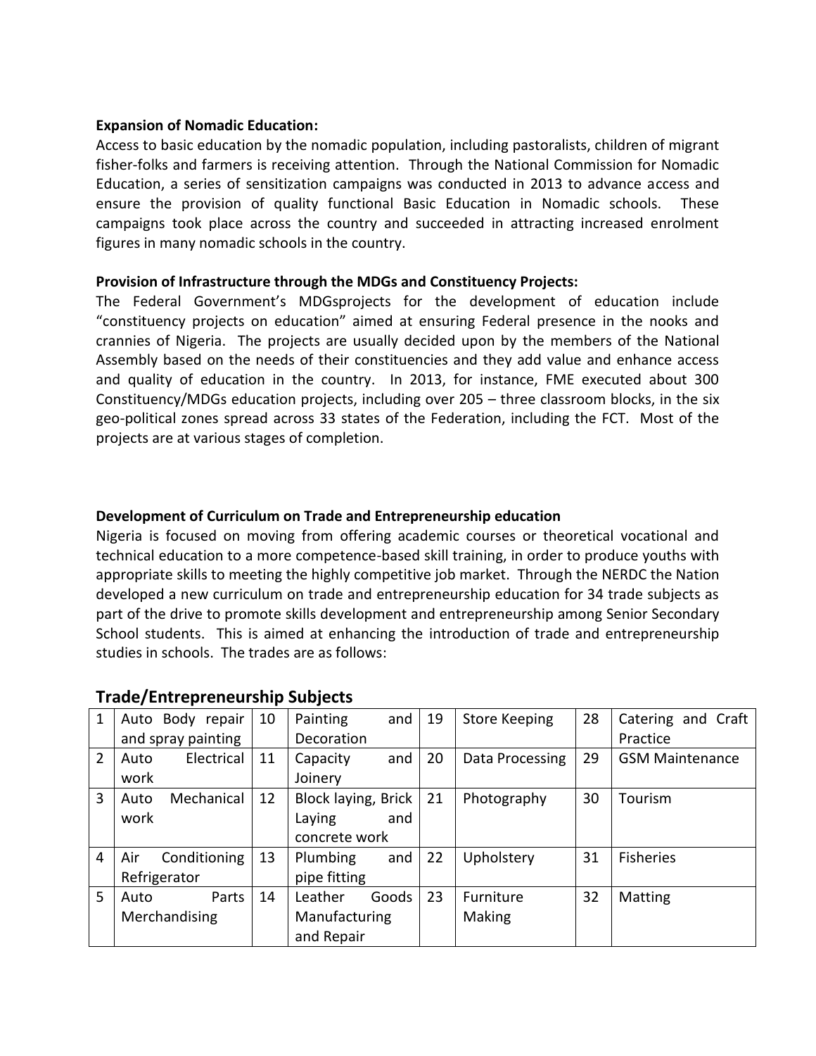**Expansion of Nomadic Education:**

Access to basic education by the nomadic population, including pastoralists, children of migrant fisher-folks and farmers is receiving attention. Through the National Commission for Nomadic Education, a series of sensitization campaigns was conducted in 2013 to advance access and ensure the provision of quality functional Basic Education in Nomadic schools. These campaigns took place across the country and succeeded in attracting increased enrolment figures in many nomadic schools in the country.

**Provision of Infrastructure through the MDGs and Constituency Projects:**

The Federal Government's MDGsprojects for the development of education include "constituency projects on education" aimed at ensuring Federal presence in the nooks and crannies of Nigeria. The projects are usually decided upon by the members of the National Assembly based on the needs of their constituencies and they add value and enhance access and quality of education in the country. In 2013, for instance, FME executed about 300 Constituency/MDGs education projects, including over 205 – three classroom blocks, in the six geo-political zones spread across 33 states of the Federation, including the FCT. Most of the projects are at various stages of completion.

**Development of Curriculum on Trade and Entrepreneurship education**

Nigeria is focused on moving from offering academic courses or theoretical vocational and technical education to a more competence-based skill training, in order to produce youths with appropriate skills to meeting the highly competitive job market. Through the NERDC the Nation developed a new curriculum on trade and entrepreneurship education for 34 trade subjects as part of the drive to promote skills development and entrepreneurship among Senior Secondary School students. This is aimed at enhancing the introduction of trade and entrepreneurship studies in schools. The trades are as follows:

## Trade/Entrepreneurship Subjects

| 1 | Auto Body repair and spray painting | 10 | Painting and Decoration | 19 | Store Keeping | 28 | Catering and Craft Practice |
|---|---|---|---|---|---|---|---|
| 2 | Auto Electrical work | 11 | Capacity and Joinery | 20 | Data Processing | 29 | GSM Maintenance |
| 3 | Auto Mechanical work | 12 | Block laying, Brick Laying and concrete work | 21 | Photography | 30 | Tourism |
| 4 | Air Conditioning Refrigerator | 13 | Plumbing and pipe fitting | 22 | Upholstery | 31 | Fisheries |
| 5 | Auto Parts Merchandising | 14 | Leather Goods Manufacturing and Repair | 23 | Furniture Making | 32 | Matting |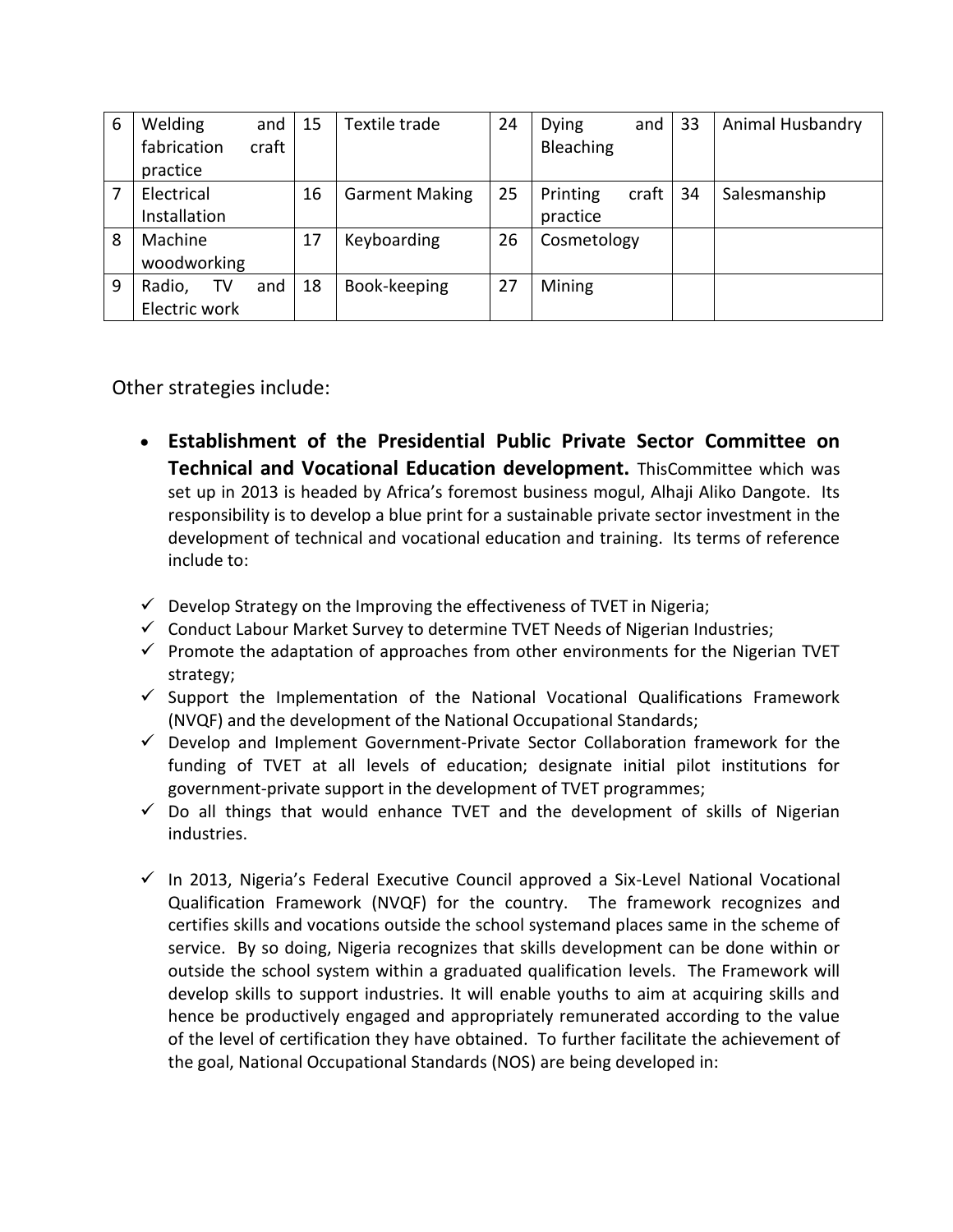| 6 | Welding and fabrication craft practice | 15 | Textile trade | 24 | Dying and Bleaching | 33 | Animal Husbandry |
|---|---|---|---|---|---|---|---|
| 7 | Electrical Installation | 16 | Garment Making | 25 | Printing craft practice | 34 | Salesmanship |
| 8 | Machine woodworking | 17 | Keyboarding | 26 | Cosmetology | | |
| 9 | Radio, TV and Electric work | 18 | Book-keeping | 27 | Mining | | |

Other strategies include:

- **Establishment of the Presidential Public Private Sector Committee on Technical and Vocational Education development.** ThisCommittee which was set up in 2013 is headed by Africa's foremost business mogul, Alhaji Aliko Dangote. Its responsibility is to develop a blue print for a sustainable private sector investment in the development of technical and vocational education and training. Its terms of reference include to:

- ✓ Develop Strategy on the Improving the effectiveness of TVET in Nigeria;
- ✓ Conduct Labour Market Survey to determine TVET Needs of Nigerian Industries;
- ✓ Promote the adaptation of approaches from other environments for the Nigerian TVET strategy;
- ✓ Support the Implementation of the National Vocational Qualifications Framework (NVQF) and the development of the National Occupational Standards;
- ✓ Develop and Implement Government-Private Sector Collaboration framework for the funding of TVET at all levels of education; designate initial pilot institutions for government-private support in the development of TVET programmes;
- ✓ Do all things that would enhance TVET and the development of skills of Nigerian industries.

- ✓ In 2013, Nigeria's Federal Executive Council approved a Six-Level National Vocational Qualification Framework (NVQF) for the country. The framework recognizes and certifies skills and vocations outside the school systemand places same in the scheme of service. By so doing, Nigeria recognizes that skills development can be done within or outside the school system within a graduated qualification levels. The Framework will develop skills to support industries. It will enable youths to aim at acquiring skills and hence be productively engaged and appropriately remunerated according to the value of the level of certification they have obtained. To further facilitate the achievement of the goal, National Occupational Standards (NOS) are being developed in: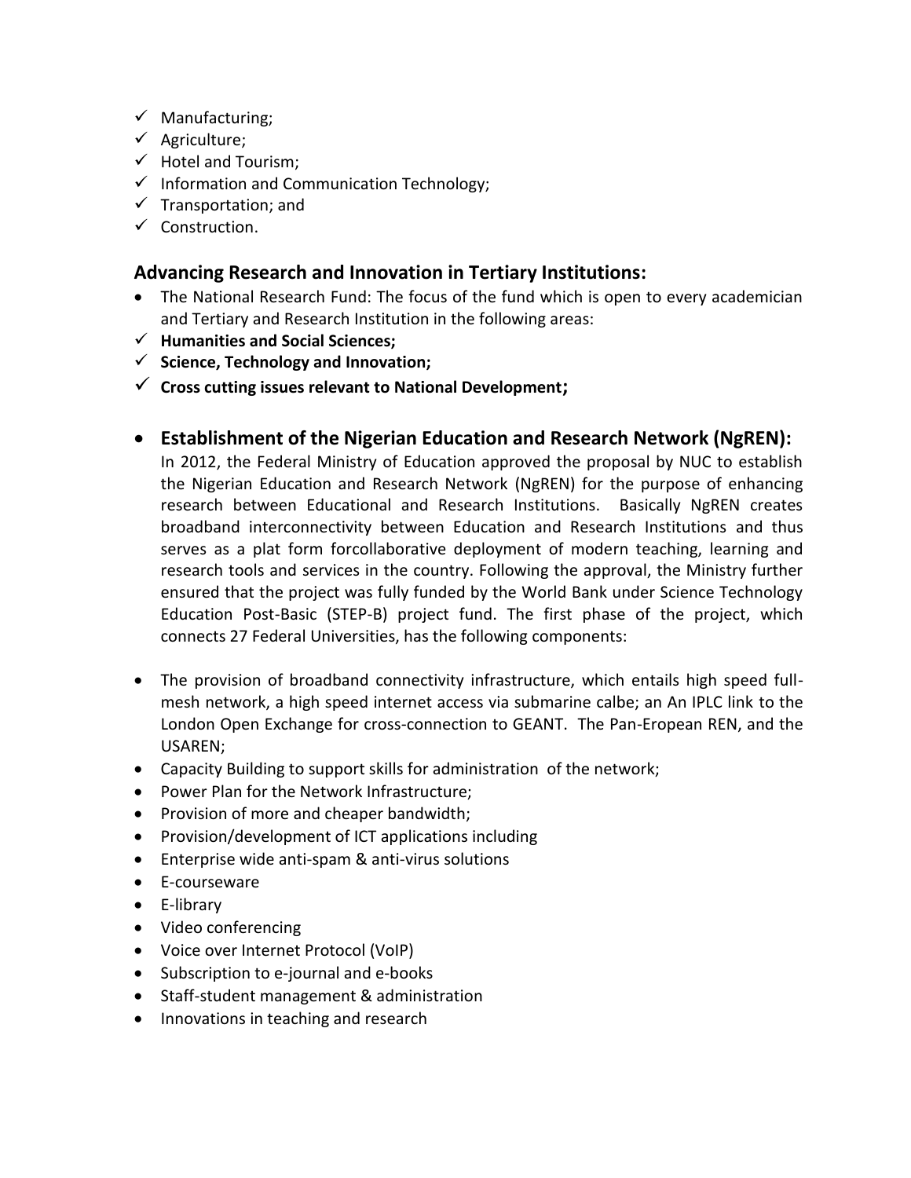- ✓ Manufacturing;
- ✓ Agriculture;
- ✓ Hotel and Tourism;
- ✓ Information and Communication Technology;
- ✓ Transportation; and
- ✓ Construction.

## Advancing Research and Innovation in Tertiary Institutions:

- The National Research Fund: The focus of the fund which is open to every academician and Tertiary and Research Institution in the following areas:
- ✓ **Humanities and Social Sciences;**
- ✓ **Science, Technology and Innovation;**
- ✓ **Cross cutting issues relevant to National Development;**

- **Establishment of the Nigerian Education and Research Network (NgREN):**
  In 2012, the Federal Ministry of Education approved the proposal by NUC to establish the Nigerian Education and Research Network (NgREN) for the purpose of enhancing research between Educational and Research Institutions. Basically NgREN creates broadband interconnectivity between Education and Research Institutions and thus serves as a plat form forcollaborative deployment of modern teaching, learning and research tools and services in the country. Following the approval, the Ministry further ensured that the project was fully funded by the World Bank under Science Technology Education Post-Basic (STEP-B) project fund. The first phase of the project, which connects 27 Federal Universities, has the following components:

- The provision of broadband connectivity infrastructure, which entails high speed full-mesh network, a high speed internet access via submarine calbe; an An IPLC link to the London Open Exchange for cross-connection to GEANT. The Pan-Eropean REN, and the USAREN;
- Capacity Building to support skills for administration of the network;
- Power Plan for the Network Infrastructure;
- Provision of more and cheaper bandwidth;
- Provision/development of ICT applications including
- Enterprise wide anti-spam & anti-virus solutions
- E-courseware
- E-library
- Video conferencing
- Voice over Internet Protocol (VoIP)
- Subscription to e-journal and e-books
- Staff-student management & administration
- Innovations in teaching and research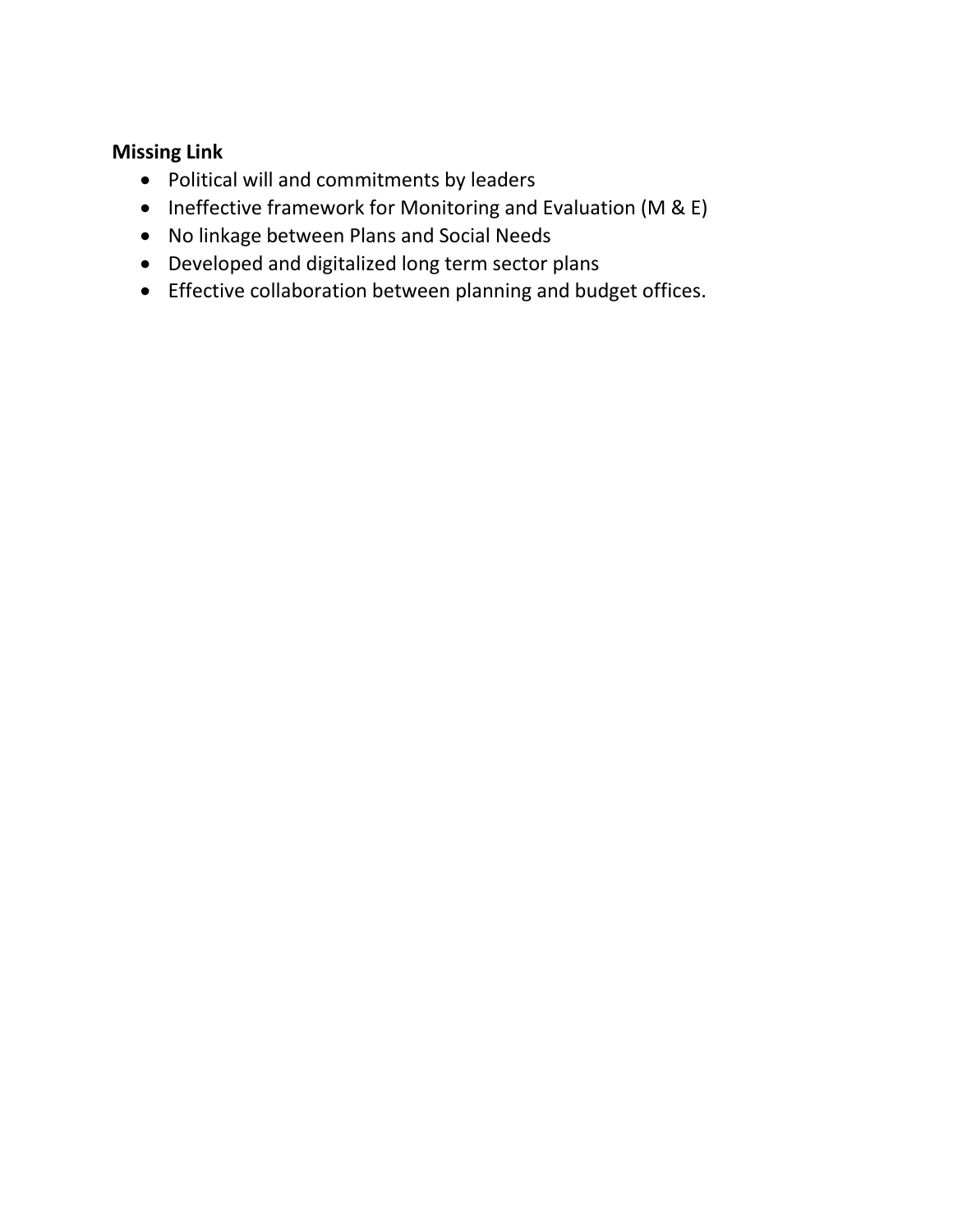**Missing Link**

- Political will and commitments by leaders
- Ineffective framework for Monitoring and Evaluation (M & E)
- No linkage between Plans and Social Needs
- Developed and digitalized long term sector plans
- Effective collaboration between planning and budget offices.